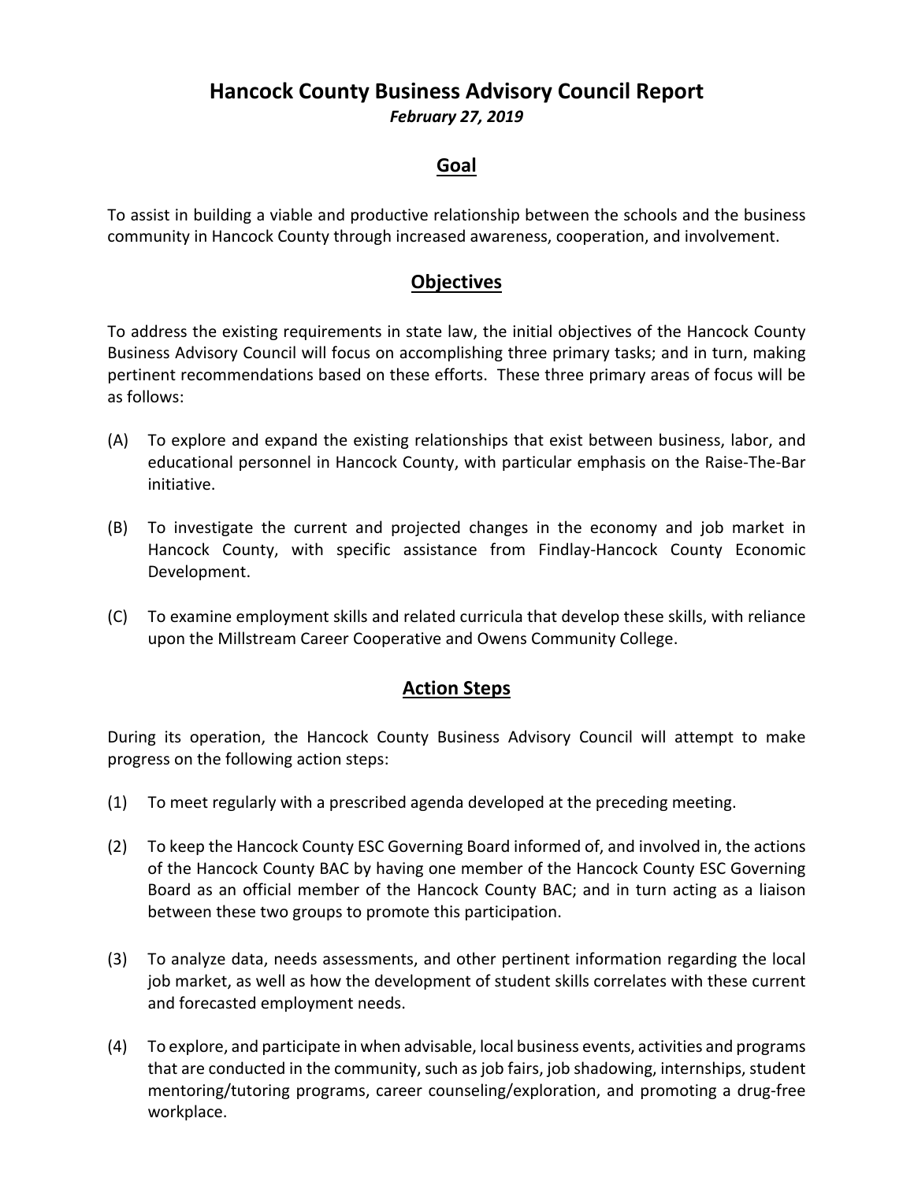# Hancock County Business Advisory Council Report

***February 27, 2019***

## Goal

To assist in building a viable and productive relationship between the schools and the business community in Hancock County through increased awareness, cooperation, and involvement.

## Objectives

To address the existing requirements in state law, the initial objectives of the Hancock County Business Advisory Council will focus on accomplishing three primary tasks; and in turn, making pertinent recommendations based on these efforts. These three primary areas of focus will be as follows:

(A) To explore and expand the existing relationships that exist between business, labor, and educational personnel in Hancock County, with particular emphasis on the Raise-The-Bar initiative.

(B) To investigate the current and projected changes in the economy and job market in Hancock County, with specific assistance from Findlay-Hancock County Economic Development.

(C) To examine employment skills and related curricula that develop these skills, with reliance upon the Millstream Career Cooperative and Owens Community College.

## Action Steps

During its operation, the Hancock County Business Advisory Council will attempt to make progress on the following action steps:

(1) To meet regularly with a prescribed agenda developed at the preceding meeting.

(2) To keep the Hancock County ESC Governing Board informed of, and involved in, the actions of the Hancock County BAC by having one member of the Hancock County ESC Governing Board as an official member of the Hancock County BAC; and in turn acting as a liaison between these two groups to promote this participation.

(3) To analyze data, needs assessments, and other pertinent information regarding the local job market, as well as how the development of student skills correlates with these current and forecasted employment needs.

(4) To explore, and participate in when advisable, local business events, activities and programs that are conducted in the community, such as job fairs, job shadowing, internships, student mentoring/tutoring programs, career counseling/exploration, and promoting a drug-free workplace.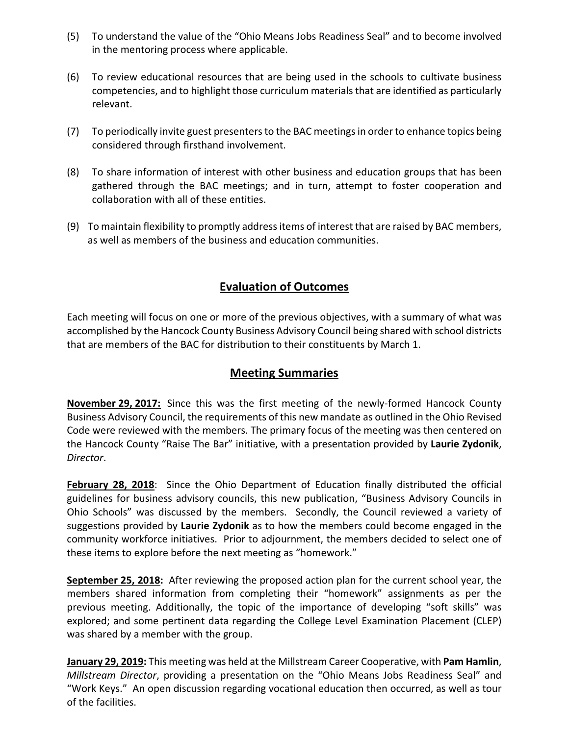(5) To understand the value of the "Ohio Means Jobs Readiness Seal" and to become involved in the mentoring process where applicable.

(6) To review educational resources that are being used in the schools to cultivate business competencies, and to highlight those curriculum materials that are identified as particularly relevant.

(7) To periodically invite guest presenters to the BAC meetings in order to enhance topics being considered through firsthand involvement.

(8) To share information of interest with other business and education groups that has been gathered through the BAC meetings; and in turn, attempt to foster cooperation and collaboration with all of these entities.

(9) To maintain flexibility to promptly address items of interest that are raised by BAC members, as well as members of the business and education communities.

## Evaluation of Outcomes

Each meeting will focus on one or more of the previous objectives, with a summary of what was accomplished by the Hancock County Business Advisory Council being shared with school districts that are members of the BAC for distribution to their constituents by March 1.

## Meeting Summaries

**November 29, 2017:** Since this was the first meeting of the newly-formed Hancock County Business Advisory Council, the requirements of this new mandate as outlined in the Ohio Revised Code were reviewed with the members. The primary focus of the meeting was then centered on the Hancock County "Raise The Bar" initiative, with a presentation provided by **Laurie Zydonik**, *Director*.

**February 28, 2018**: Since the Ohio Department of Education finally distributed the official guidelines for business advisory councils, this new publication, "Business Advisory Councils in Ohio Schools" was discussed by the members. Secondly, the Council reviewed a variety of suggestions provided by **Laurie Zydonik** as to how the members could become engaged in the community workforce initiatives. Prior to adjournment, the members decided to select one of these items to explore before the next meeting as "homework."

**September 25, 2018:** After reviewing the proposed action plan for the current school year, the members shared information from completing their "homework" assignments as per the previous meeting. Additionally, the topic of the importance of developing "soft skills" was explored; and some pertinent data regarding the College Level Examination Placement (CLEP) was shared by a member with the group.

**January 29, 2019:** This meeting was held at the Millstream Career Cooperative, with **Pam Hamlin**, *Millstream Director*, providing a presentation on the "Ohio Means Jobs Readiness Seal" and "Work Keys." An open discussion regarding vocational education then occurred, as well as tour of the facilities.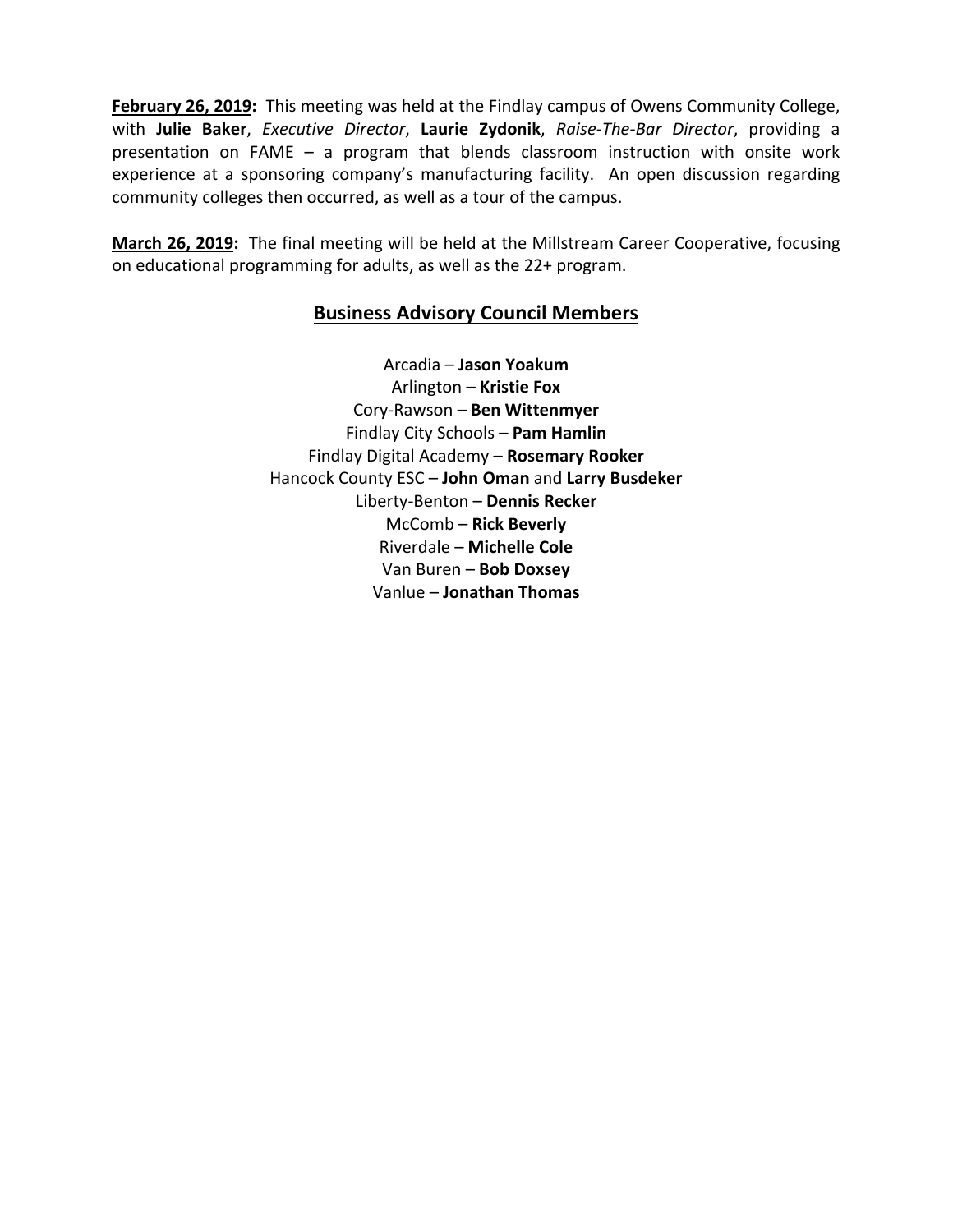**February 26, 2019:** This meeting was held at the Findlay campus of Owens Community College, with **Julie Baker**, *Executive Director*, **Laurie Zydonik**, *Raise-The-Bar Director*, providing a presentation on FAME – a program that blends classroom instruction with onsite work experience at a sponsoring company's manufacturing facility. An open discussion regarding community colleges then occurred, as well as a tour of the campus.

**March 26, 2019:** The final meeting will be held at the Millstream Career Cooperative, focusing on educational programming for adults, as well as the 22+ program.

## Business Advisory Council Members

Arcadia – **Jason Yoakum**
Arlington – **Kristie Fox**
Cory-Rawson – **Ben Wittenmyer**
Findlay City Schools – **Pam Hamlin**
Findlay Digital Academy – **Rosemary Rooker**
Hancock County ESC – **John Oman** and **Larry Busdeker**
Liberty-Benton – **Dennis Recker**
McComb – **Rick Beverly**
Riverdale – **Michelle Cole**
Van Buren – **Bob Doxsey**
Vanlue – **Jonathan Thomas**